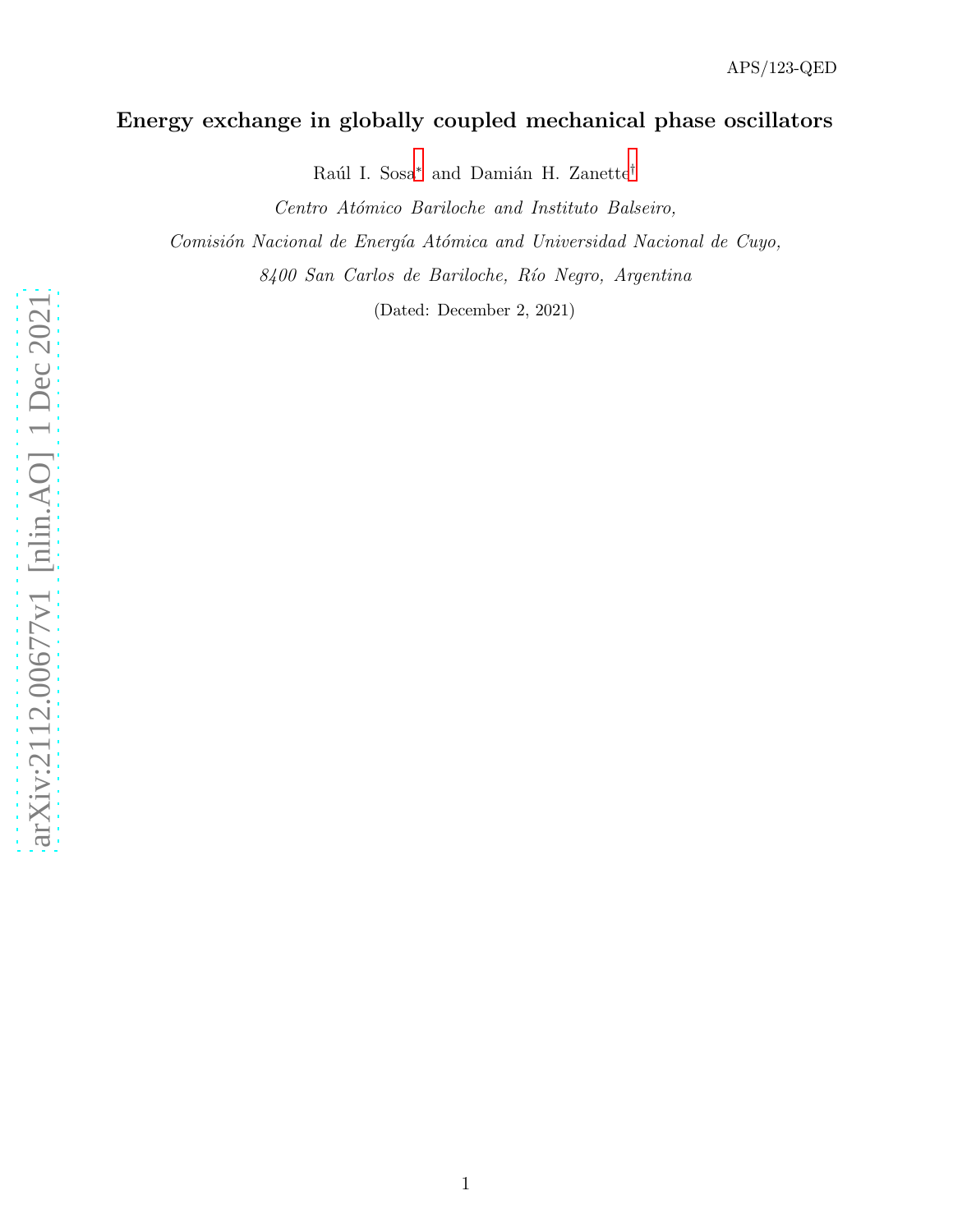APS/123-QED

# Energy exchange in globally coupled mechanical phase oscillators

Raúl I. Sosa* and Damián H. Zanette†

*Centro Atómico Bariloche and Instituto Balseiro,*
*Comisión Nacional de Energía Atómica and Universidad Nacional de Cuyo,*
*8400 San Carlos de Bariloche, Río Negro, Argentina*

(Dated: December 2, 2021)

arXiv:2112.00677v1 [nlin.AO] 1 Dec 2021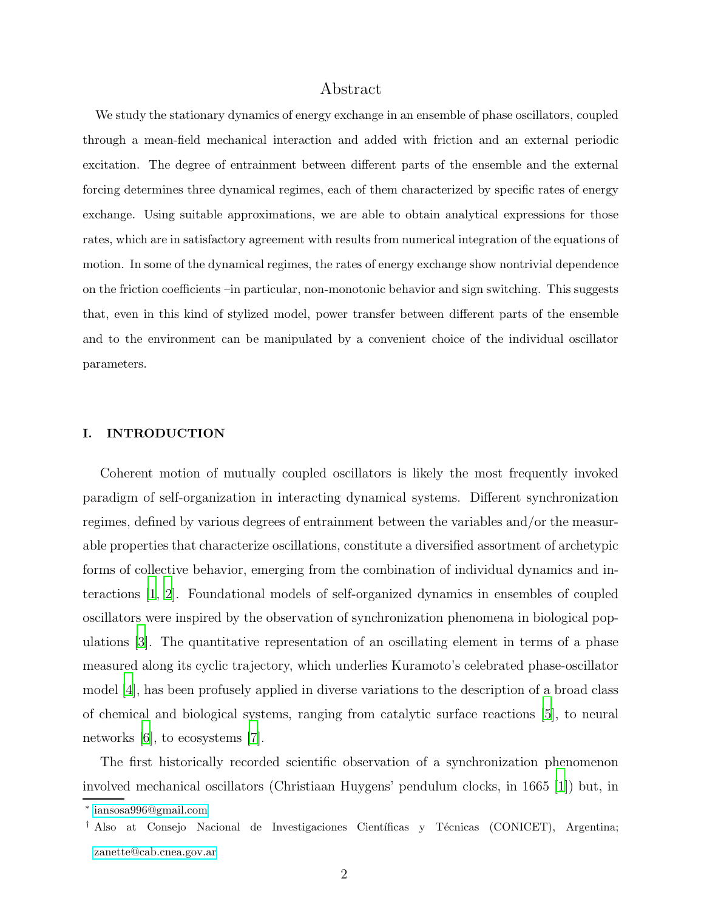## Abstract

We study the stationary dynamics of energy exchange in an ensemble of phase oscillators, coupled through a mean-field mechanical interaction and added with friction and an external periodic excitation. The degree of entrainment between different parts of the ensemble and the external forcing determines three dynamical regimes, each of them characterized by specific rates of energy exchange. Using suitable approximations, we are able to obtain analytical expressions for those rates, which are in satisfactory agreement with results from numerical integration of the equations of motion. In some of the dynamical regimes, the rates of energy exchange show nontrivial dependence on the friction coefficients –in particular, non-monotonic behavior and sign switching. This suggests that, even in this kind of stylized model, power transfer between different parts of the ensemble and to the environment can be manipulated by a convenient choice of the individual oscillator parameters.

## I. INTRODUCTION

Coherent motion of mutually coupled oscillators is likely the most frequently invoked paradigm of self-organization in interacting dynamical systems. Different synchronization regimes, defined by various degrees of entrainment between the variables and/or the measurable properties that characterize oscillations, constitute a diversified assortment of archetypic forms of collective behavior, emerging from the combination of individual dynamics and interactions [1, 2]. Foundational models of self-organized dynamics in ensembles of coupled oscillators were inspired by the observation of synchronization phenomena in biological populations [3]. The quantitative representation of an oscillating element in terms of a phase measured along its cyclic trajectory, which underlies Kuramoto's celebrated phase-oscillator model [4], has been profusely applied in diverse variations to the description of a broad class of chemical and biological systems, ranging from catalytic surface reactions [5], to neural networks [6], to ecosystems [7].

The first historically recorded scientific observation of a synchronization phenomenon involved mechanical oscillators (Christiaan Huygens' pendulum clocks, in 1665 [1]) but, in

[*] iansosa996@gmail.com

[†] Also at Consejo Nacional de Investigaciones Científicas y Técnicas (CONICET), Argentina; zanette@cab.cnea.gov.ar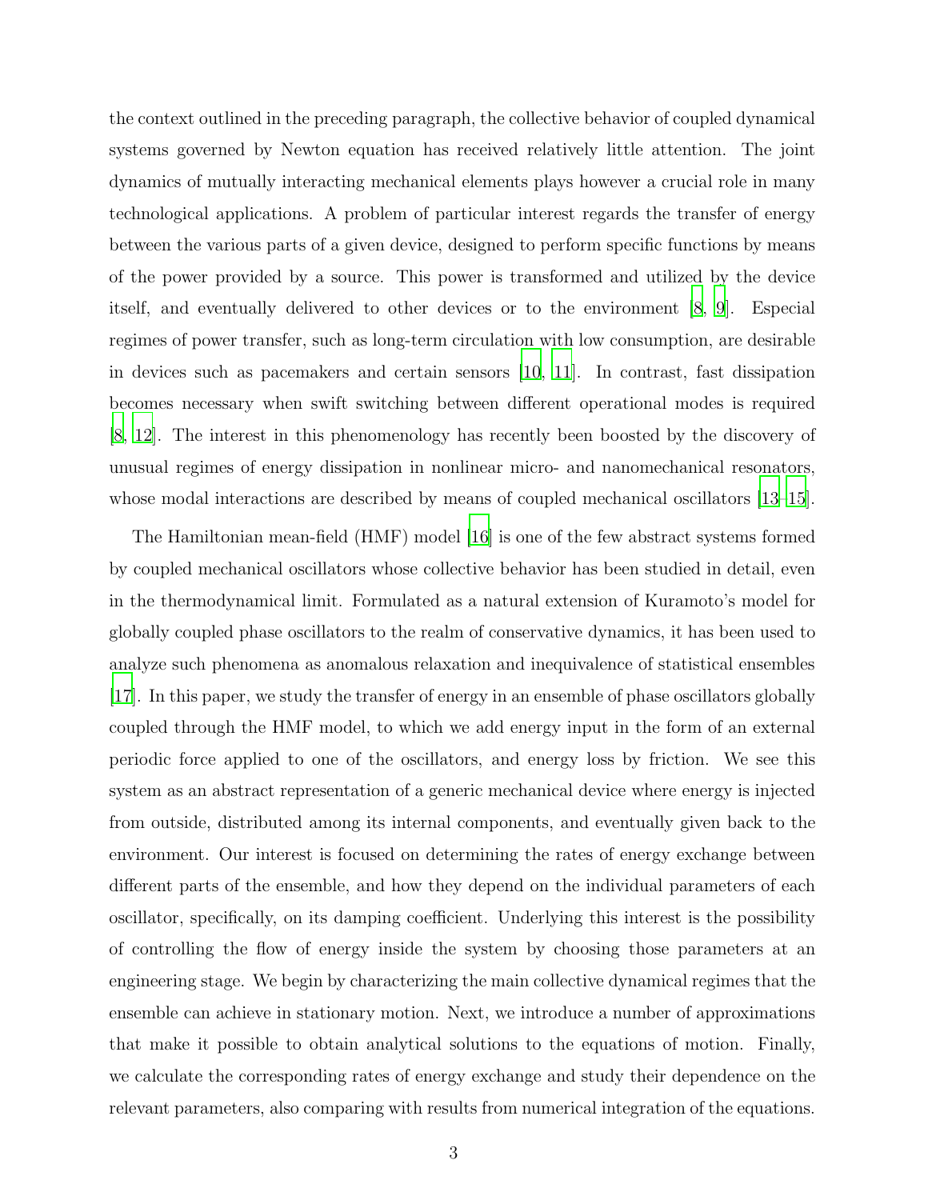the context outlined in the preceding paragraph, the collective behavior of coupled dynamical systems governed by Newton equation has received relatively little attention. The joint dynamics of mutually interacting mechanical elements plays however a crucial role in many technological applications. A problem of particular interest regards the transfer of energy between the various parts of a given device, designed to perform specific functions by means of the power provided by a source. This power is transformed and utilized by the device itself, and eventually delivered to other devices or to the environment [8, 9]. Especial regimes of power transfer, such as long-term circulation with low consumption, are desirable in devices such as pacemakers and certain sensors [10, 11]. In contrast, fast dissipation becomes necessary when swift switching between different operational modes is required [8, 12]. The interest in this phenomenology has recently been boosted by the discovery of unusual regimes of energy dissipation in nonlinear micro- and nanomechanical resonators, whose modal interactions are described by means of coupled mechanical oscillators [13–15].

The Hamiltonian mean-field (HMF) model [16] is one of the few abstract systems formed by coupled mechanical oscillators whose collective behavior has been studied in detail, even in the thermodynamical limit. Formulated as a natural extension of Kuramoto's model for globally coupled phase oscillators to the realm of conservative dynamics, it has been used to analyze such phenomena as anomalous relaxation and inequivalence of statistical ensembles [17]. In this paper, we study the transfer of energy in an ensemble of phase oscillators globally coupled through the HMF model, to which we add energy input in the form of an external periodic force applied to one of the oscillators, and energy loss by friction. We see this system as an abstract representation of a generic mechanical device where energy is injected from outside, distributed among its internal components, and eventually given back to the environment. Our interest is focused on determining the rates of energy exchange between different parts of the ensemble, and how they depend on the individual parameters of each oscillator, specifically, on its damping coefficient. Underlying this interest is the possibility of controlling the flow of energy inside the system by choosing those parameters at an engineering stage. We begin by characterizing the main collective dynamical regimes that the ensemble can achieve in stationary motion. Next, we introduce a number of approximations that make it possible to obtain analytical solutions to the equations of motion. Finally, we calculate the corresponding rates of energy exchange and study their dependence on the relevant parameters, also comparing with results from numerical integration of the equations.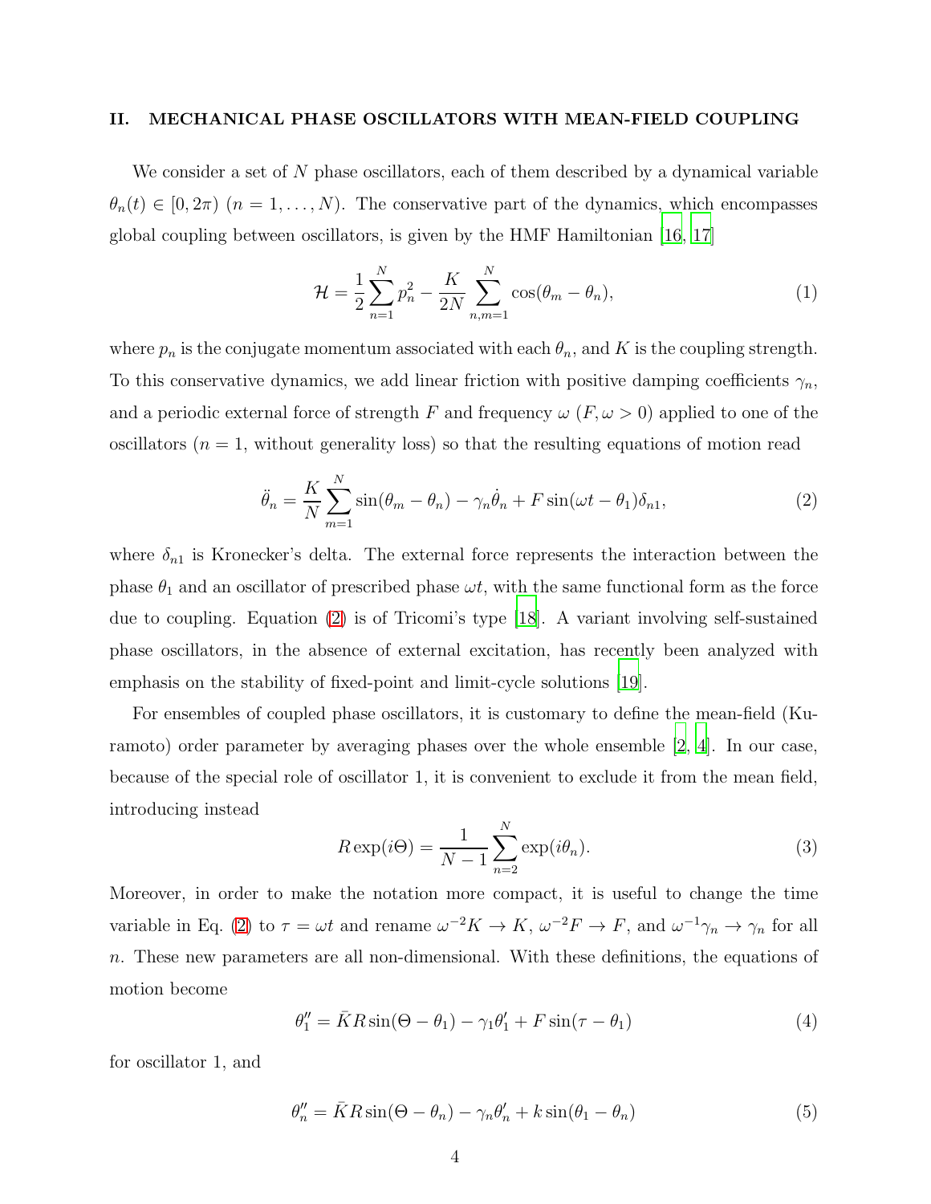## II. MECHANICAL PHASE OSCILLATORS WITH MEAN-FIELD COUPLING

We consider a set of $N$ phase oscillators, each of them described by a dynamical variable $\theta_n(t) \in [0, 2\pi)$ $(n = 1, \dots, N)$. The conservative part of the dynamics, which encompasses global coupling between oscillators, is given by the HMF Hamiltonian [16, 17]

$$\mathcal{H} = \frac{1}{2}\sum_{n=1}^{N} p_n^2 - \frac{K}{2N}\sum_{n,m=1}^{N}\cos(\theta_m - \theta_n), \tag{1}$$

where $p_n$ is the conjugate momentum associated with each $\theta_n$, and $K$ is the coupling strength. To this conservative dynamics, we add linear friction with positive damping coefficients $\gamma_n$, and a periodic external force of strength $F$ and frequency $\omega$ $(F, \omega > 0)$ applied to one of the oscillators ($n = 1$, without generality loss) so that the resulting equations of motion read

$$\ddot{\theta}_n = \frac{K}{N}\sum_{m=1}^{N}\sin(\theta_m - \theta_n) - \gamma_n\dot{\theta}_n + F\sin(\omega t - \theta_1)\delta_{n1}, \tag{2}$$

where $\delta_{n1}$ is Kronecker's delta. The external force represents the interaction between the phase $\theta_1$ and an oscillator of prescribed phase $\omega t$, with the same functional form as the force due to coupling. Equation (2) is of Tricomi's type [18]. A variant involving self-sustained phase oscillators, in the absence of external excitation, has recently been analyzed with emphasis on the stability of fixed-point and limit-cycle solutions [19].

For ensembles of coupled phase oscillators, it is customary to define the mean-field (Kuramoto) order parameter by averaging phases over the whole ensemble [2, 4]. In our case, because of the special role of oscillator 1, it is convenient to exclude it from the mean field, introducing instead

$$R\exp(i\Theta) = \frac{1}{N-1}\sum_{n=2}^{N}\exp(i\theta_n). \tag{3}$$

Moreover, in order to make the notation more compact, it is useful to change the time variable in Eq. (2) to $\tau = \omega t$ and rename $\omega^{-2}K \to K$, $\omega^{-2}F \to F$, and $\omega^{-1}\gamma_n \to \gamma_n$ for all $n$. These new parameters are all non-dimensional. With these definitions, the equations of motion become

$$\theta_1'' = \bar{K}R\sin(\Theta - \theta_1) - \gamma_1\theta_1' + F\sin(\tau - \theta_1) \tag{4}$$

for oscillator 1, and

$$\theta_n'' = \bar{K}R\sin(\Theta - \theta_n) - \gamma_n\theta_n' + k\sin(\theta_1 - \theta_n) \tag{5}$$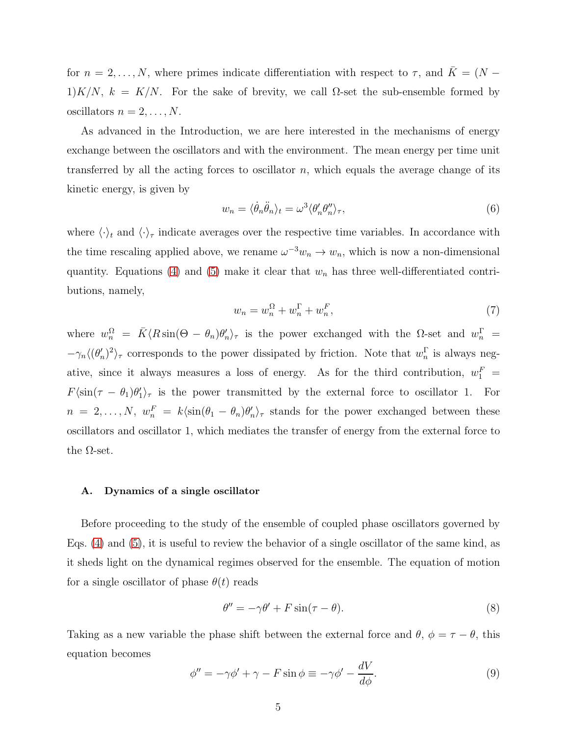for $n = 2, \ldots, N$, where primes indicate differentiation with respect to $\tau$, and $\bar{K} = (N-1)K/N$, $k = K/N$. For the sake of brevity, we call $\Omega$-set the sub-ensemble formed by oscillators $n = 2, \ldots, N$.

As advanced in the Introduction, we are here interested in the mechanisms of energy exchange between the oscillators and with the environment. The mean energy per time unit transferred by all the acting forces to oscillator $n$, which equals the average change of its kinetic energy, is given by

$$w_n = \langle \dot{\theta}_n \ddot{\theta}_n \rangle_t = \omega^3 \langle \theta_n' \theta_n'' \rangle_\tau, \tag{6}$$

where $\langle \cdot \rangle_t$ and $\langle \cdot \rangle_\tau$ indicate averages over the respective time variables. In accordance with the time rescaling applied above, we rename $\omega^{-3} w_n \to w_n$, which is now a non-dimensional quantity. Equations (4) and (5) make it clear that $w_n$ has three well-differentiated contributions, namely,

$$w_n = w_n^\Omega + w_n^\Gamma + w_n^F, \tag{7}$$

where $w_n^\Omega = \bar{K} \langle R \sin(\Theta - \theta_n) \theta_n' \rangle_\tau$ is the power exchanged with the $\Omega$-set and $w_n^\Gamma = -\gamma_n \langle (\theta_n')^2 \rangle_\tau$ corresponds to the power dissipated by friction. Note that $w_n^\Gamma$ is always negative, since it always measures a loss of energy. As for the third contribution, $w_1^F = F \langle \sin(\tau - \theta_1) \theta_1' \rangle_\tau$ is the power transmitted by the external force to oscillator 1. For $n = 2, \ldots, N$, $w_n^F = k \langle \sin(\theta_1 - \theta_n) \theta_n' \rangle_\tau$ stands for the power exchanged between these oscillators and oscillator 1, which mediates the transfer of energy from the external force to the $\Omega$-set.

### A. Dynamics of a single oscillator

Before proceeding to the study of the ensemble of coupled phase oscillators governed by Eqs. (4) and (5), it is useful to review the behavior of a single oscillator of the same kind, as it sheds light on the dynamical regimes observed for the ensemble. The equation of motion for a single oscillator of phase $\theta(t)$ reads

$$\theta'' = -\gamma \theta' + F \sin(\tau - \theta). \tag{8}$$

Taking as a new variable the phase shift between the external force and $\theta$, $\phi = \tau - \theta$, this equation becomes

$$\phi'' = -\gamma \phi' + \gamma - F \sin \phi \equiv -\gamma \phi' - \frac{dV}{d\phi}. \tag{9}$$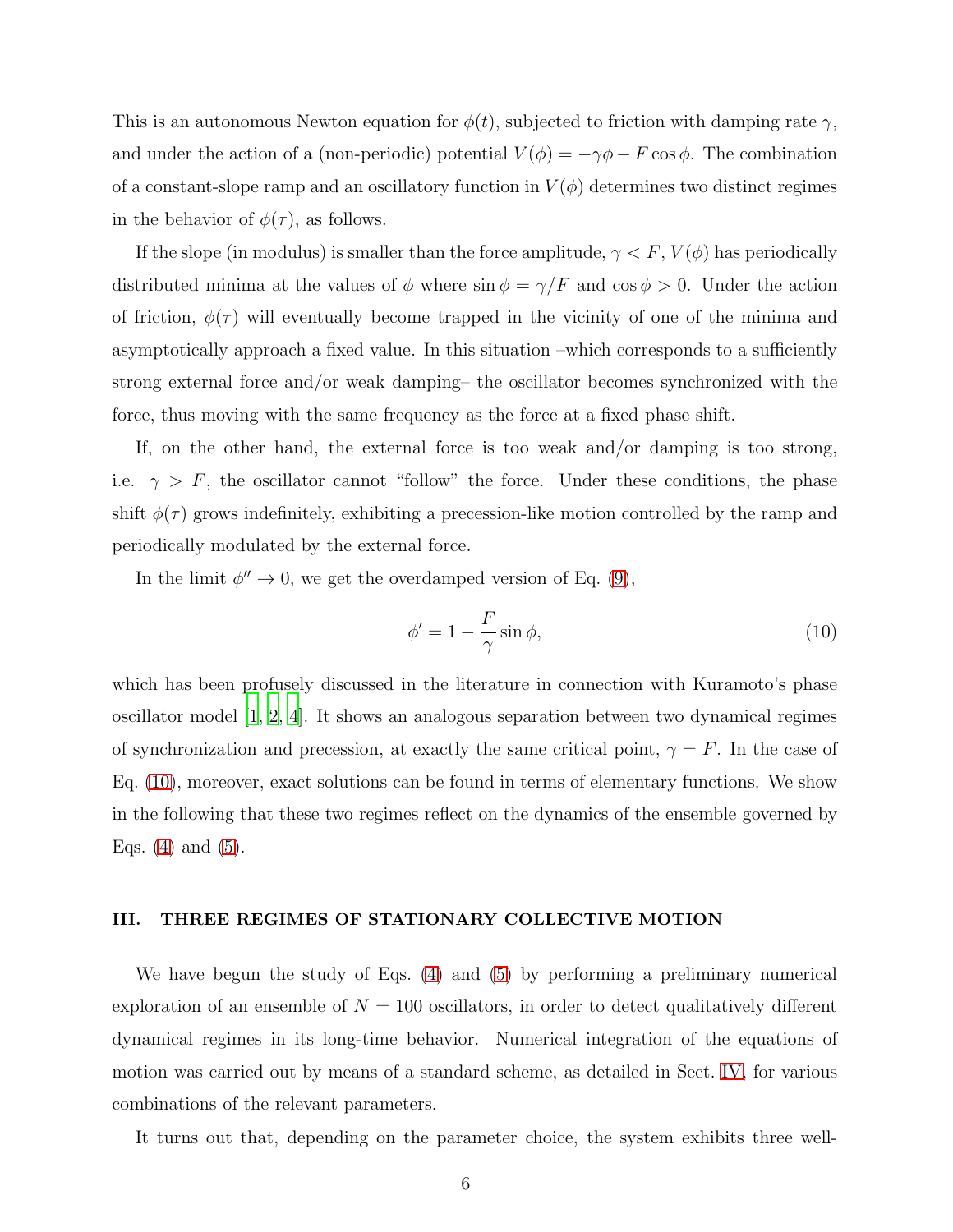This is an autonomous Newton equation for $\phi(t)$, subjected to friction with damping rate $\gamma$, and under the action of a (non-periodic) potential $V(\phi) = -\gamma\phi - F\cos\phi$. The combination of a constant-slope ramp and an oscillatory function in $V(\phi)$ determines two distinct regimes in the behavior of $\phi(\tau)$, as follows.

If the slope (in modulus) is smaller than the force amplitude, $\gamma < F$, $V(\phi)$ has periodically distributed minima at the values of $\phi$ where $\sin\phi = \gamma/F$ and $\cos\phi > 0$. Under the action of friction, $\phi(\tau)$ will eventually become trapped in the vicinity of one of the minima and asymptotically approach a fixed value. In this situation –which corresponds to a sufficiently strong external force and/or weak damping– the oscillator becomes synchronized with the force, thus moving with the same frequency as the force at a fixed phase shift.

If, on the other hand, the external force is too weak and/or damping is too strong, i.e. $\gamma > F$, the oscillator cannot "follow" the force. Under these conditions, the phase shift $\phi(\tau)$ grows indefinitely, exhibiting a precession-like motion controlled by the ramp and periodically modulated by the external force.

In the limit $\phi'' \to 0$, we get the overdamped version of Eq. (9),

$$\phi' = 1 - \frac{F}{\gamma}\sin\phi, \tag{10}$$

which has been profusely discussed in the literature in connection with Kuramoto's phase oscillator model [1, 2, 4]. It shows an analogous separation between two dynamical regimes of synchronization and precession, at exactly the same critical point, $\gamma = F$. In the case of Eq. (10), moreover, exact solutions can be found in terms of elementary functions. We show in the following that these two regimes reflect on the dynamics of the ensemble governed by Eqs. (4) and (5).

## III. THREE REGIMES OF STATIONARY COLLECTIVE MOTION

We have begun the study of Eqs. (4) and (5) by performing a preliminary numerical exploration of an ensemble of $N = 100$ oscillators, in order to detect qualitatively different dynamical regimes in its long-time behavior. Numerical integration of the equations of motion was carried out by means of a standard scheme, as detailed in Sect. IV, for various combinations of the relevant parameters.

It turns out that, depending on the parameter choice, the system exhibits three well-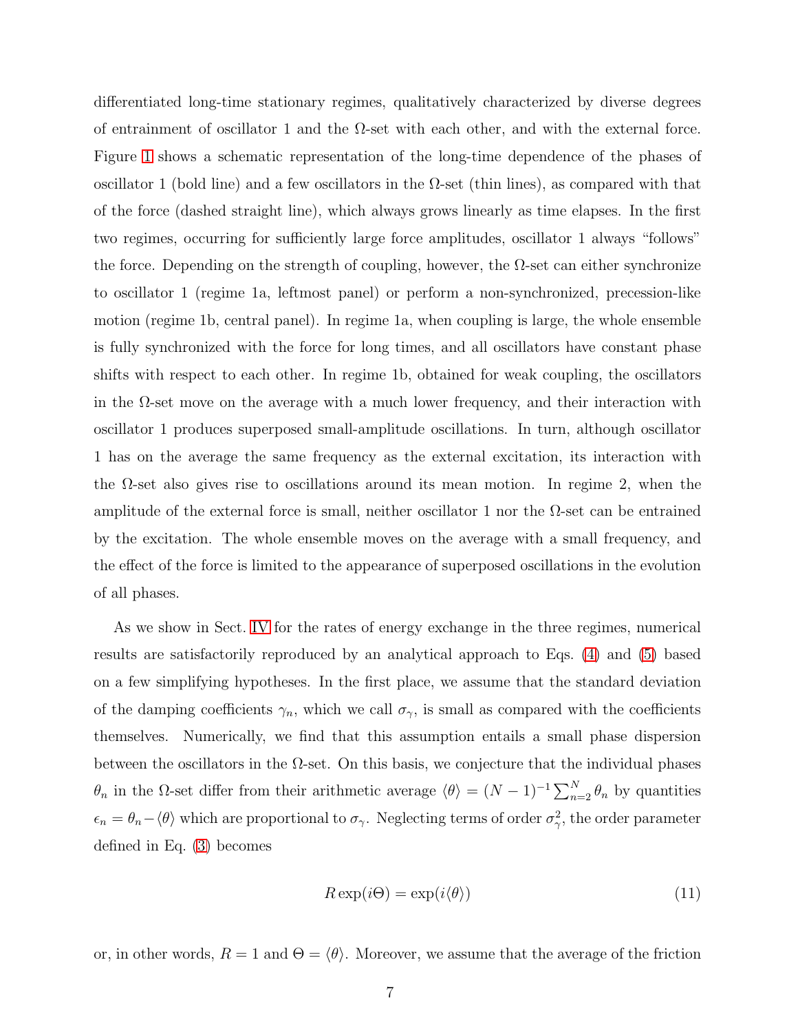differentiated long-time stationary regimes, qualitatively characterized by diverse degrees of entrainment of oscillator 1 and the Ω-set with each other, and with the external force. Figure 1 shows a schematic representation of the long-time dependence of the phases of oscillator 1 (bold line) and a few oscillators in the Ω-set (thin lines), as compared with that of the force (dashed straight line), which always grows linearly as time elapses. In the first two regimes, occurring for sufficiently large force amplitudes, oscillator 1 always "follows" the force. Depending on the strength of coupling, however, the Ω-set can either synchronize to oscillator 1 (regime 1a, leftmost panel) or perform a non-synchronized, precession-like motion (regime 1b, central panel). In regime 1a, when coupling is large, the whole ensemble is fully synchronized with the force for long times, and all oscillators have constant phase shifts with respect to each other. In regime 1b, obtained for weak coupling, the oscillators in the Ω-set move on the average with a much lower frequency, and their interaction with oscillator 1 produces superposed small-amplitude oscillations. In turn, although oscillator 1 has on the average the same frequency as the external excitation, its interaction with the Ω-set also gives rise to oscillations around its mean motion. In regime 2, when the amplitude of the external force is small, neither oscillator 1 nor the Ω-set can be entrained by the excitation. The whole ensemble moves on the average with a small frequency, and the effect of the force is limited to the appearance of superposed oscillations in the evolution of all phases.

As we show in Sect. IV for the rates of energy exchange in the three regimes, numerical results are satisfactorily reproduced by an analytical approach to Eqs. (4) and (5) based on a few simplifying hypotheses. In the first place, we assume that the standard deviation of the damping coefficients $\gamma_n$, which we call $\sigma_\gamma$, is small as compared with the coefficients themselves. Numerically, we find that this assumption entails a small phase dispersion between the oscillators in the Ω-set. On this basis, we conjecture that the individual phases $\theta_n$ in the Ω-set differ from their arithmetic average $\langle\theta\rangle = (N-1)^{-1}\sum_{n=2}^{N}\theta_n$ by quantities $\epsilon_n = \theta_n - \langle\theta\rangle$ which are proportional to $\sigma_\gamma$. Neglecting terms of order $\sigma_\gamma^2$, the order parameter defined in Eq. (3) becomes

$$R\exp(i\Theta) = \exp(i\langle\theta\rangle) \tag{11}$$

or, in other words, $R = 1$ and $\Theta = \langle\theta\rangle$. Moreover, we assume that the average of the friction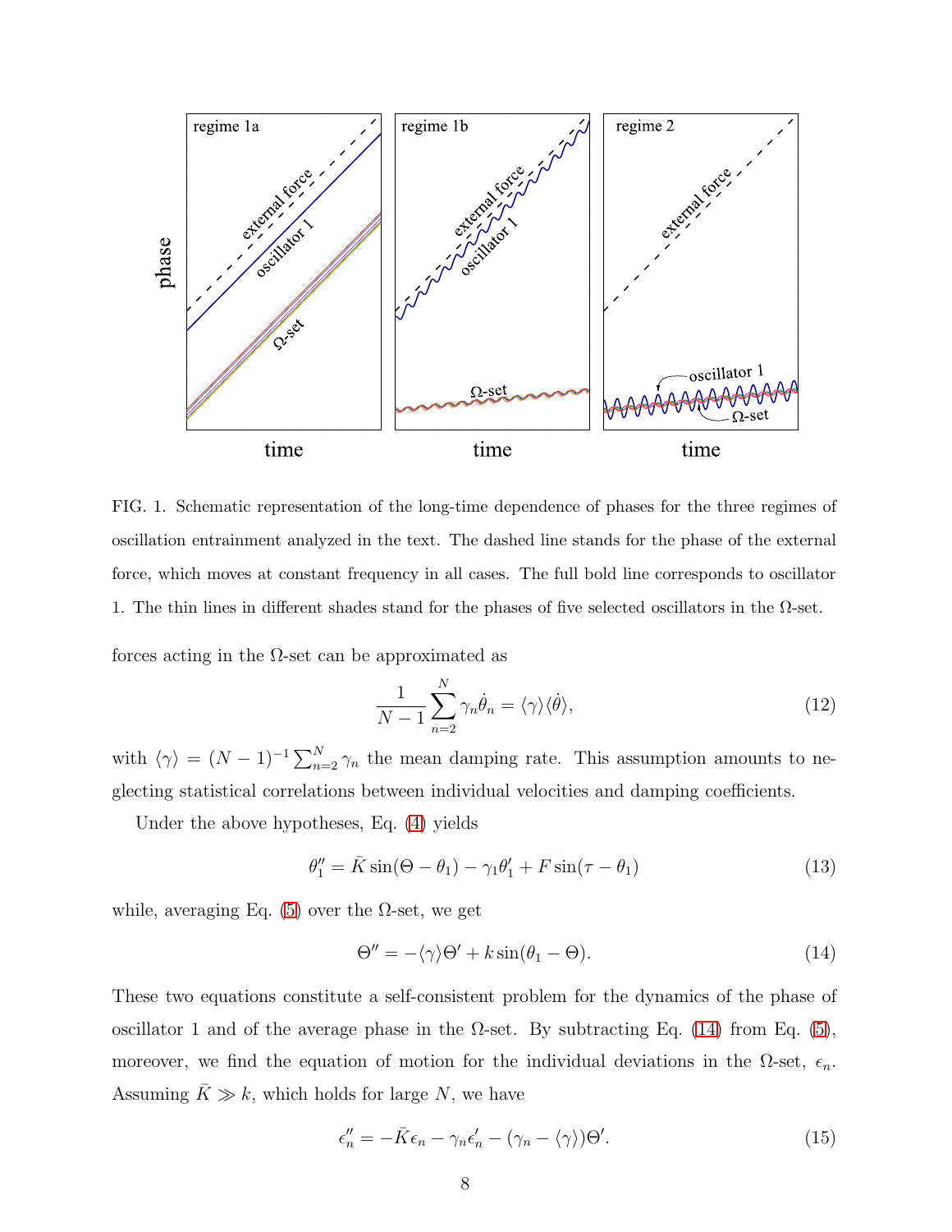FIG. 1. Schematic representation of the long-time dependence of phases for the three regimes of oscillation entrainment analyzed in the text. The dashed line stands for the phase of the external force, which moves at constant frequency in all cases. The full bold line corresponds to oscillator 1. The thin lines in different shades stand for the phases of five selected oscillators in the Ω-set.

forces acting in the Ω-set can be approximated as

$$\frac{1}{N-1}\sum_{n=2}^{N}\gamma_n\dot{\theta}_n = \langle\gamma\rangle\langle\dot{\theta}\rangle, \tag{12}$$

with $\langle\gamma\rangle = (N-1)^{-1}\sum_{n=2}^{N}\gamma_n$ the mean damping rate. This assumption amounts to neglecting statistical correlations between individual velocities and damping coefficients.

Under the above hypotheses, Eq. (4) yields

$$\theta_1'' = \bar{K}\sin(\Theta - \theta_1) - \gamma_1\theta_1' + F\sin(\tau - \theta_1) \tag{13}$$

while, averaging Eq. (5) over the Ω-set, we get

$$\Theta'' = -\langle\gamma\rangle\Theta' + k\sin(\theta_1 - \Theta). \tag{14}$$

These two equations constitute a self-consistent problem for the dynamics of the phase of oscillator 1 and of the average phase in the Ω-set. By subtracting Eq. (14) from Eq. (5), moreover, we find the equation of motion for the individual deviations in the Ω-set, $\epsilon_n$. Assuming $\bar{K} \gg k$, which holds for large $N$, we have

$$\epsilon_n'' = -\bar{K}\epsilon_n - \gamma_n\epsilon_n' - (\gamma_n - \langle\gamma\rangle)\Theta'. \tag{15}$$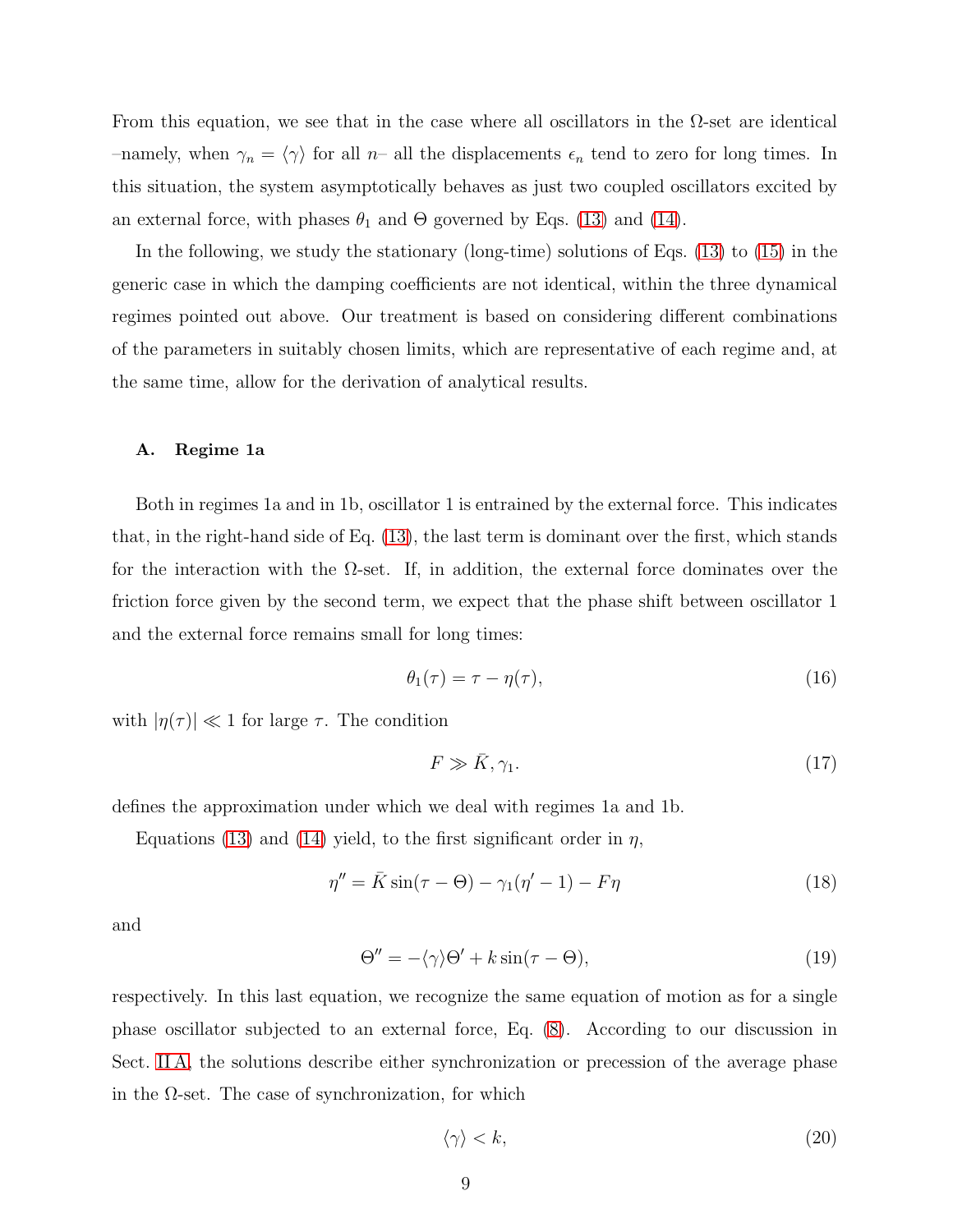From this equation, we see that in the case where all oscillators in the $\Omega$-set are identical –namely, when $\gamma_n = \langle \gamma \rangle$ for all $n$– all the displacements $\epsilon_n$ tend to zero for long times. In this situation, the system asymptotically behaves as just two coupled oscillators excited by an external force, with phases $\theta_1$ and $\Theta$ governed by Eqs. (13) and (14).

In the following, we study the stationary (long-time) solutions of Eqs. (13) to (15) in the generic case in which the damping coefficients are not identical, within the three dynamical regimes pointed out above. Our treatment is based on considering different combinations of the parameters in suitably chosen limits, which are representative of each regime and, at the same time, allow for the derivation of analytical results.

### A. Regime 1a

Both in regimes 1a and in 1b, oscillator 1 is entrained by the external force. This indicates that, in the right-hand side of Eq. (13), the last term is dominant over the first, which stands for the interaction with the $\Omega$-set. If, in addition, the external force dominates over the friction force given by the second term, we expect that the phase shift between oscillator 1 and the external force remains small for long times:

$$\theta_1(\tau) = \tau - \eta(\tau), \tag{16}$$

with $|\eta(\tau)| \ll 1$ for large $\tau$. The condition

$$F \gg \bar{K}, \gamma_1. \tag{17}$$

defines the approximation under which we deal with regimes 1a and 1b.

Equations (13) and (14) yield, to the first significant order in $\eta$,

$$\eta'' = \bar{K} \sin(\tau - \Theta) - \gamma_1(\eta' - 1) - F\eta \tag{18}$$

and

$$\Theta'' = -\langle \gamma \rangle \Theta' + k \sin(\tau - \Theta), \tag{19}$$

respectively. In this last equation, we recognize the same equation of motion as for a single phase oscillator subjected to an external force, Eq. (8). According to our discussion in Sect. II A, the solutions describe either synchronization or precession of the average phase in the $\Omega$-set. The case of synchronization, for which

$$\langle \gamma \rangle < k, \tag{20}$$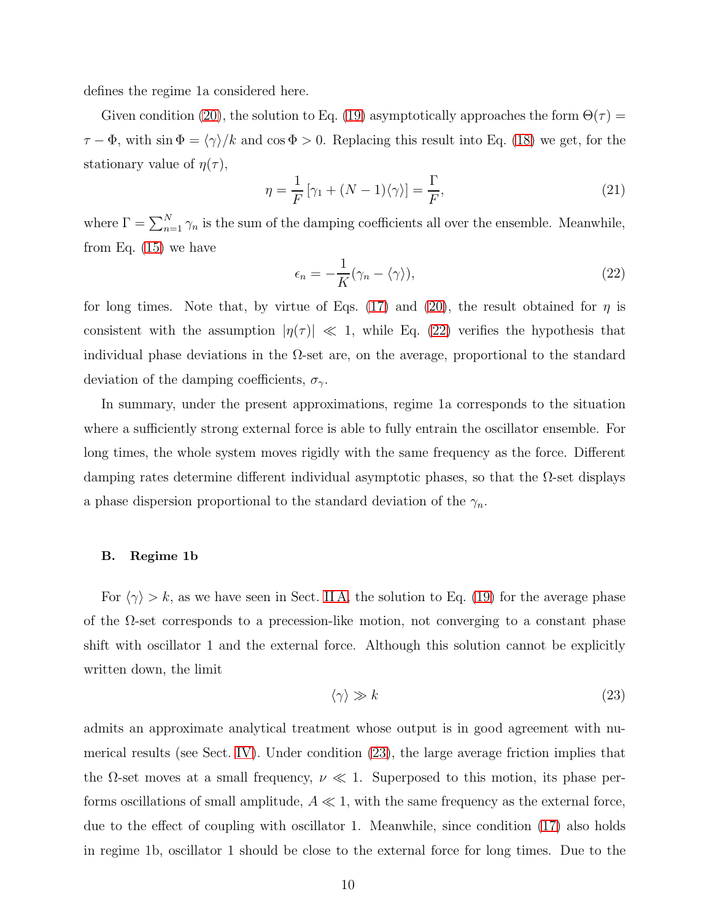defines the regime 1a considered here.

Given condition (20), the solution to Eq. (19) asymptotically approaches the form $\Theta(\tau) = \tau - \Phi$, with $\sin\Phi = \langle\gamma\rangle/k$ and $\cos\Phi > 0$. Replacing this result into Eq. (18) we get, for the stationary value of $\eta(\tau)$,

$$\eta = \frac{1}{F}\left[\gamma_1 + (N-1)\langle\gamma\rangle\right] = \frac{\Gamma}{F}, \tag{21}$$

where $\Gamma = \sum_{n=1}^{N} \gamma_n$ is the sum of the damping coefficients all over the ensemble. Meanwhile, from Eq. (15) we have

$$\epsilon_n = -\frac{1}{K}(\gamma_n - \langle\gamma\rangle), \tag{22}$$

for long times. Note that, by virtue of Eqs. (17) and (20), the result obtained for $\eta$ is consistent with the assumption $|\eta(\tau)| \ll 1$, while Eq. (22) verifies the hypothesis that individual phase deviations in the $\Omega$-set are, on the average, proportional to the standard deviation of the damping coefficients, $\sigma_\gamma$.

In summary, under the present approximations, regime 1a corresponds to the situation where a sufficiently strong external force is able to fully entrain the oscillator ensemble. For long times, the whole system moves rigidly with the same frequency as the force. Different damping rates determine different individual asymptotic phases, so that the $\Omega$-set displays a phase dispersion proportional to the standard deviation of the $\gamma_n$.

### B. Regime 1b

For $\langle\gamma\rangle > k$, as we have seen in Sect. II A, the solution to Eq. (19) for the average phase of the $\Omega$-set corresponds to a precession-like motion, not converging to a constant phase shift with oscillator 1 and the external force. Although this solution cannot be explicitly written down, the limit

$$\langle\gamma\rangle \gg k \tag{23}$$

admits an approximate analytical treatment whose output is in good agreement with numerical results (see Sect. IV). Under condition (23), the large average friction implies that the $\Omega$-set moves at a small frequency, $\nu \ll 1$. Superposed to this motion, its phase performs oscillations of small amplitude, $A \ll 1$, with the same frequency as the external force, due to the effect of coupling with oscillator 1. Meanwhile, since condition (17) also holds in regime 1b, oscillator 1 should be close to the external force for long times. Due to the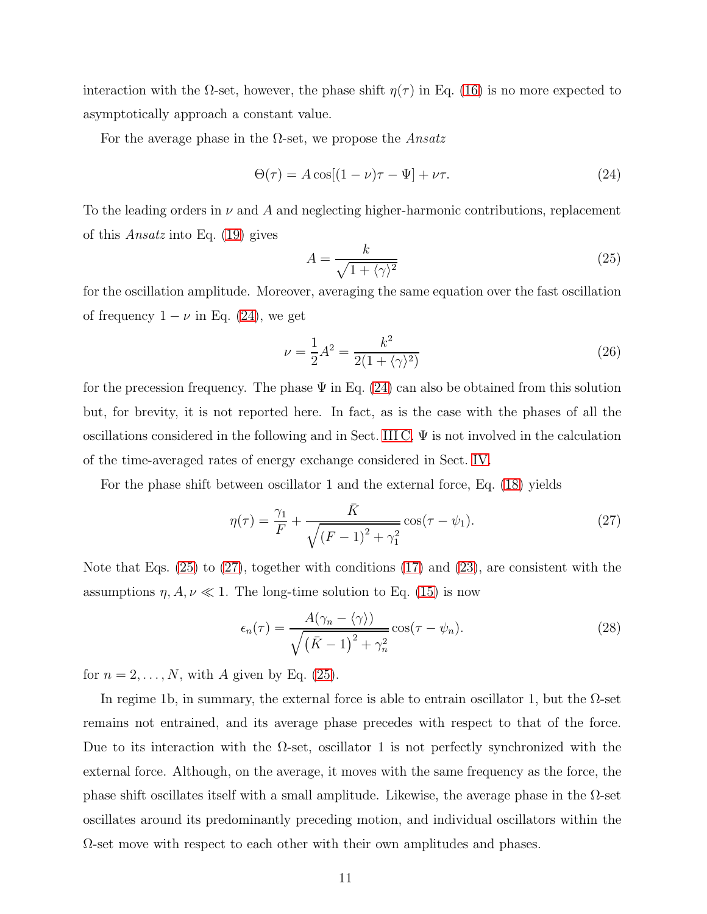interaction with the Ω-set, however, the phase shift $\eta(\tau)$ in Eq. (16) is no more expected to asymptotically approach a constant value.

For the average phase in the Ω-set, we propose the *Ansatz*

$$\Theta(\tau) = A\cos[(1-\nu)\tau - \Psi] + \nu\tau. \tag{24}$$

To the leading orders in $\nu$ and $A$ and neglecting higher-harmonic contributions, replacement of this *Ansatz* into Eq. (19) gives

$$A = \frac{k}{\sqrt{1+\langle\gamma\rangle^2}} \tag{25}$$

for the oscillation amplitude. Moreover, averaging the same equation over the fast oscillation of frequency $1-\nu$ in Eq. (24), we get

$$\nu = \frac{1}{2}A^2 = \frac{k^2}{2(1+\langle\gamma\rangle^2)} \tag{26}$$

for the precession frequency. The phase $\Psi$ in Eq. (24) can also be obtained from this solution but, for brevity, it is not reported here. In fact, as is the case with the phases of all the oscillations considered in the following and in Sect. III C, $\Psi$ is not involved in the calculation of the time-averaged rates of energy exchange considered in Sect. IV.

For the phase shift between oscillator 1 and the external force, Eq. (18) yields

$$\eta(\tau) = \frac{\gamma_1}{F} + \frac{\bar{K}}{\sqrt{(F-1)^2+\gamma_1^2}}\cos(\tau-\psi_1). \tag{27}$$

Note that Eqs. (25) to (27), together with conditions (17) and (23), are consistent with the assumptions $\eta, A, \nu \ll 1$. The long-time solution to Eq. (15) is now

$$\epsilon_n(\tau) = \frac{A(\gamma_n - \langle\gamma\rangle)}{\sqrt{(\bar{K}-1)^2+\gamma_n^2}}\cos(\tau-\psi_n). \tag{28}$$

for $n = 2, \ldots, N$, with $A$ given by Eq. (25).

In regime 1b, in summary, the external force is able to entrain oscillator 1, but the Ω-set remains not entrained, and its average phase precedes with respect to that of the force. Due to its interaction with the Ω-set, oscillator 1 is not perfectly synchronized with the external force. Although, on the average, it moves with the same frequency as the force, the phase shift oscillates itself with a small amplitude. Likewise, the average phase in the Ω-set oscillates around its predominantly preceding motion, and individual oscillators within the Ω-set move with respect to each other with their own amplitudes and phases.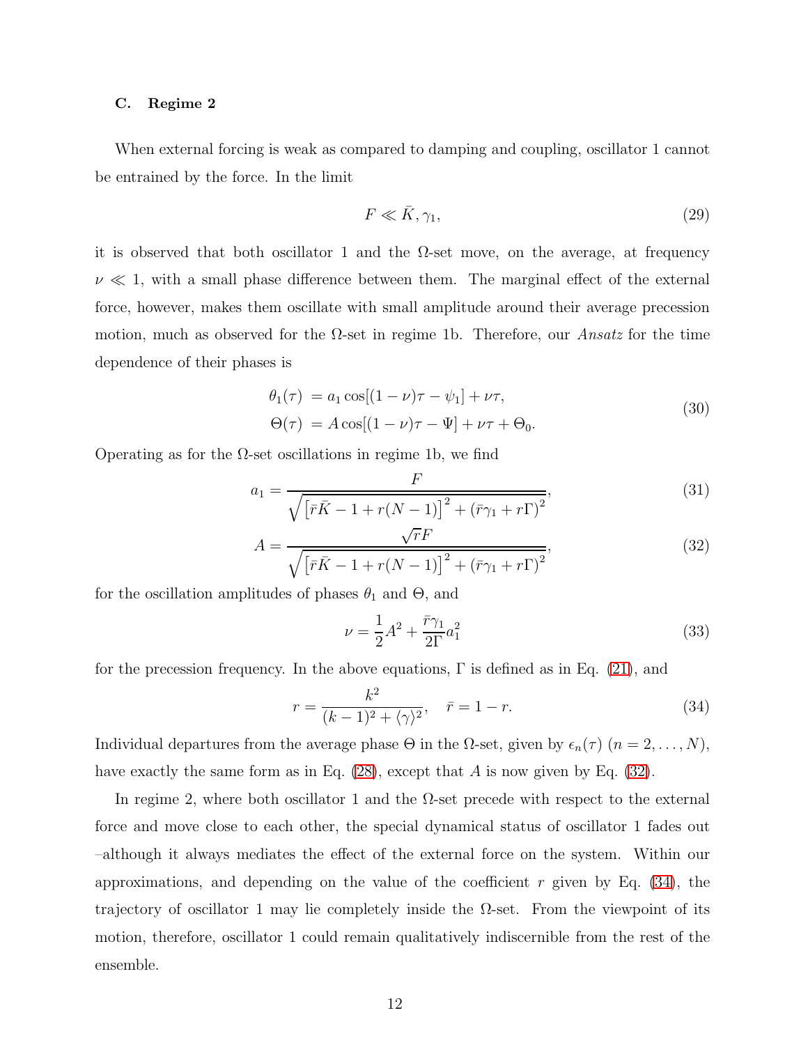### C. Regime 2

When external forcing is weak as compared to damping and coupling, oscillator 1 cannot be entrained by the force. In the limit

$$F \ll \bar{K}, \gamma_1, \tag{29}$$

it is observed that both oscillator 1 and the $\Omega$-set move, on the average, at frequency $\nu \ll 1$, with a small phase difference between them. The marginal effect of the external force, however, makes them oscillate with small amplitude around their average precession motion, much as observed for the $\Omega$-set in regime 1b. Therefore, our *Ansatz* for the time dependence of their phases is

$$\begin{aligned} \theta_1(\tau) &= a_1 \cos[(1-\nu)\tau - \psi_1] + \nu\tau, \\ \Theta(\tau) &= A \cos[(1-\nu)\tau - \Psi] + \nu\tau + \Theta_0. \end{aligned} \tag{30}$$

Operating as for the $\Omega$-set oscillations in regime 1b, we find

$$a_1 = \frac{F}{\sqrt{\left[\bar{r}\bar{K} - 1 + r(N-1)\right]^2 + \left(\bar{r}\gamma_1 + r\Gamma\right)^2}}, \tag{31}$$

$$A = \frac{\sqrt{r}F}{\sqrt{\left[\bar{r}\bar{K} - 1 + r(N-1)\right]^2 + \left(\bar{r}\gamma_1 + r\Gamma\right)^2}}, \tag{32}$$

for the oscillation amplitudes of phases $\theta_1$ and $\Theta$, and

$$\nu = \frac{1}{2}A^2 + \frac{\bar{r}\gamma_1}{2\Gamma}a_1^2 \tag{33}$$

for the precession frequency. In the above equations, $\Gamma$ is defined as in Eq. (21), and

$$r = \frac{k^2}{(k-1)^2 + \langle\gamma\rangle^2}, \quad \bar{r} = 1 - r. \tag{34}$$

Individual departures from the average phase $\Theta$ in the $\Omega$-set, given by $\epsilon_n(\tau)$ $(n = 2, \ldots, N)$, have exactly the same form as in Eq. (28), except that $A$ is now given by Eq. (32).

In regime 2, where both oscillator 1 and the $\Omega$-set precede with respect to the external force and move close to each other, the special dynamical status of oscillator 1 fades out –although it always mediates the effect of the external force on the system. Within our approximations, and depending on the value of the coefficient $r$ given by Eq. (34), the trajectory of oscillator 1 may lie completely inside the $\Omega$-set. From the viewpoint of its motion, therefore, oscillator 1 could remain qualitatively indiscernible from the rest of the ensemble.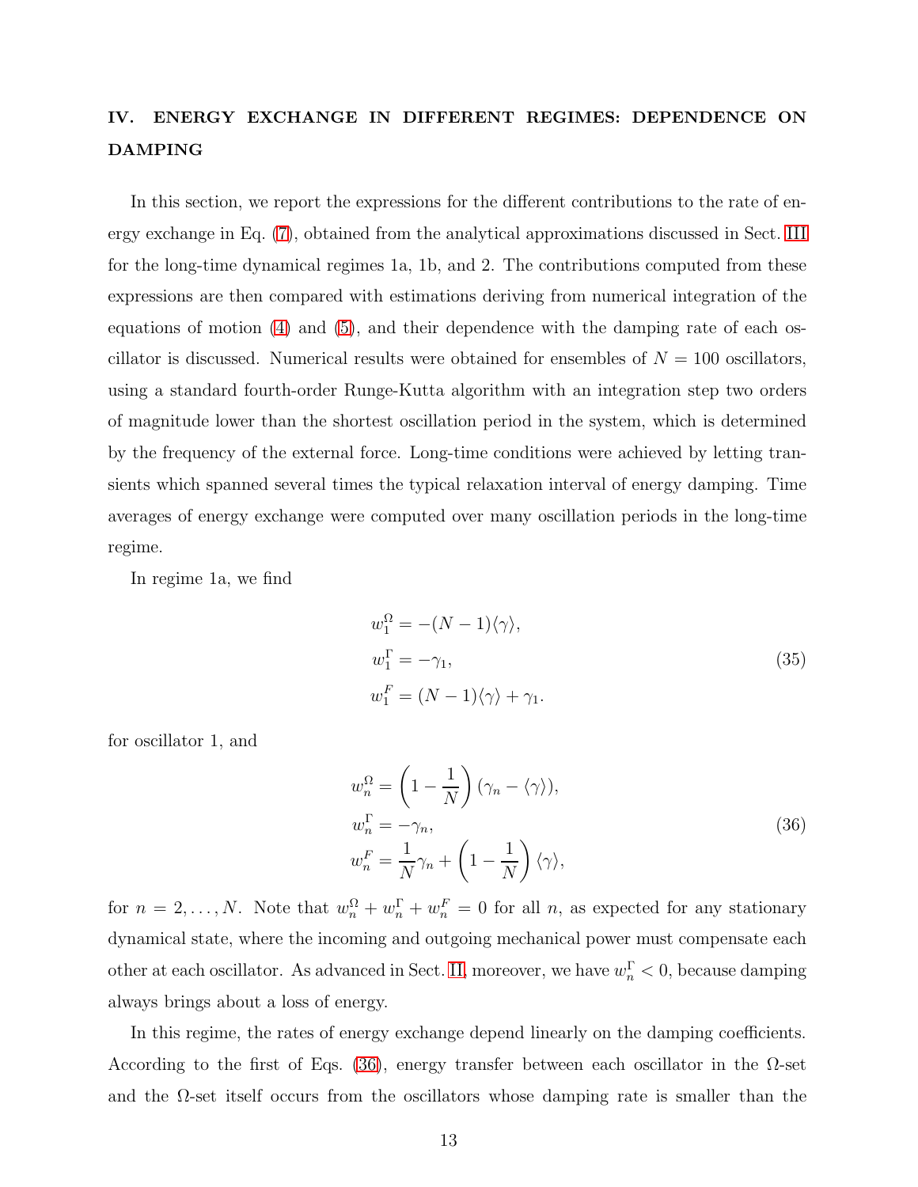## IV. ENERGY EXCHANGE IN DIFFERENT REGIMES: DEPENDENCE ON DAMPING

In this section, we report the expressions for the different contributions to the rate of energy exchange in Eq. (7), obtained from the analytical approximations discussed in Sect. III for the long-time dynamical regimes 1a, 1b, and 2. The contributions computed from these expressions are then compared with estimations deriving from numerical integration of the equations of motion (4) and (5), and their dependence with the damping rate of each oscillator is discussed. Numerical results were obtained for ensembles of $N = 100$ oscillators, using a standard fourth-order Runge-Kutta algorithm with an integration step two orders of magnitude lower than the shortest oscillation period in the system, which is determined by the frequency of the external force. Long-time conditions were achieved by letting transients which spanned several times the typical relaxation interval of energy damping. Time averages of energy exchange were computed over many oscillation periods in the long-time regime.

In regime 1a, we find

$$
\begin{aligned}
w_1^\Omega &= -(N-1)\langle\gamma\rangle, \\
w_1^\Gamma &= -\gamma_1, \\
w_1^F &= (N-1)\langle\gamma\rangle + \gamma_1.
\end{aligned}
\tag{35}
$$

for oscillator 1, and

$$
\begin{aligned}
w_n^\Omega &= \left(1 - \frac{1}{N}\right)(\gamma_n - \langle\gamma\rangle), \\
w_n^\Gamma &= -\gamma_n, \\
w_n^F &= \frac{1}{N}\gamma_n + \left(1 - \frac{1}{N}\right)\langle\gamma\rangle,
\end{aligned}
\tag{36}
$$

for $n = 2, \dots, N$. Note that $w_n^\Omega + w_n^\Gamma + w_n^F = 0$ for all $n$, as expected for any stationary dynamical state, where the incoming and outgoing mechanical power must compensate each other at each oscillator. As advanced in Sect. II, moreover, we have $w_n^\Gamma < 0$, because damping always brings about a loss of energy.

In this regime, the rates of energy exchange depend linearly on the damping coefficients. According to the first of Eqs. (36), energy transfer between each oscillator in the $\Omega$-set and the $\Omega$-set itself occurs from the oscillators whose damping rate is smaller than the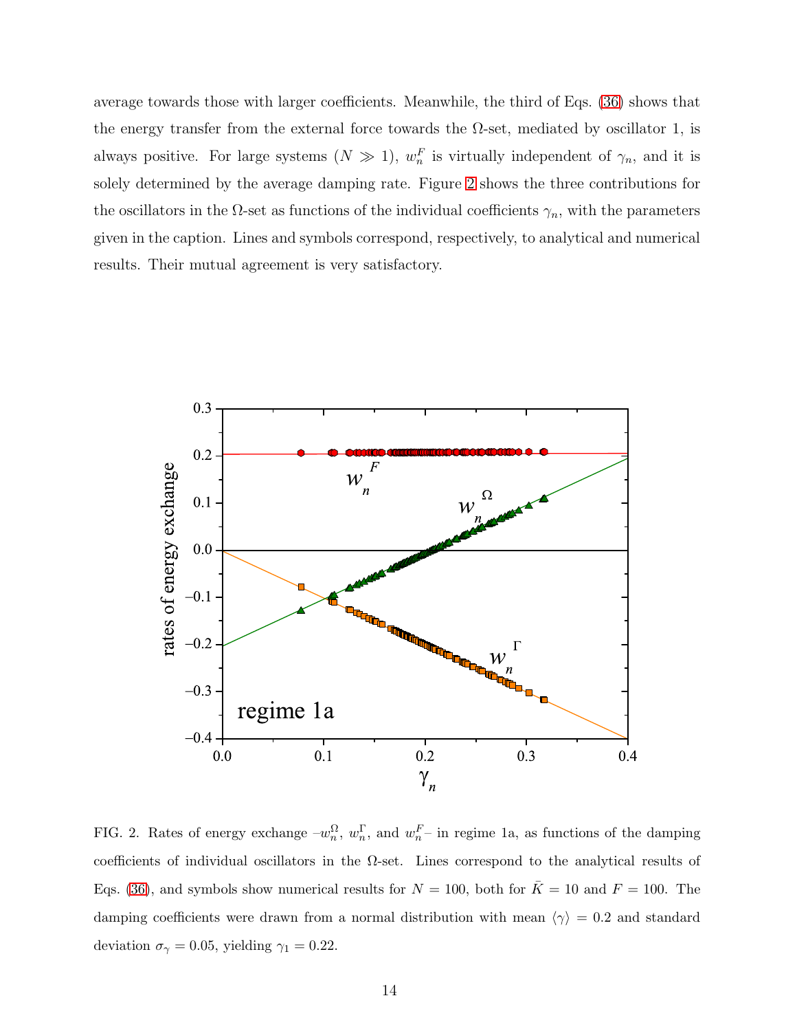average towards those with larger coefficients. Meanwhile, the third of Eqs. (36) shows that the energy transfer from the external force towards the Ω-set, mediated by oscillator 1, is always positive. For large systems ($N \gg 1$), $w_n^F$ is virtually independent of $\gamma_n$, and it is solely determined by the average damping rate. Figure 2 shows the three contributions for the oscillators in the Ω-set as functions of the individual coefficients $\gamma_n$, with the parameters given in the caption. Lines and symbols correspond, respectively, to analytical and numerical results. Their mutual agreement is very satisfactory.

FIG. 2. Rates of energy exchange $-w_n^\Omega$, $w_n^\Gamma$, and $w_n^F$– in regime 1a, as functions of the damping coefficients of individual oscillators in the Ω-set. Lines correspond to the analytical results of Eqs. (36), and symbols show numerical results for $N = 100$, both for $\bar{K} = 10$ and $F = 100$. The damping coefficients were drawn from a normal distribution with mean $\langle\gamma\rangle = 0.2$ and standard deviation $\sigma_\gamma = 0.05$, yielding $\gamma_1 = 0.22$.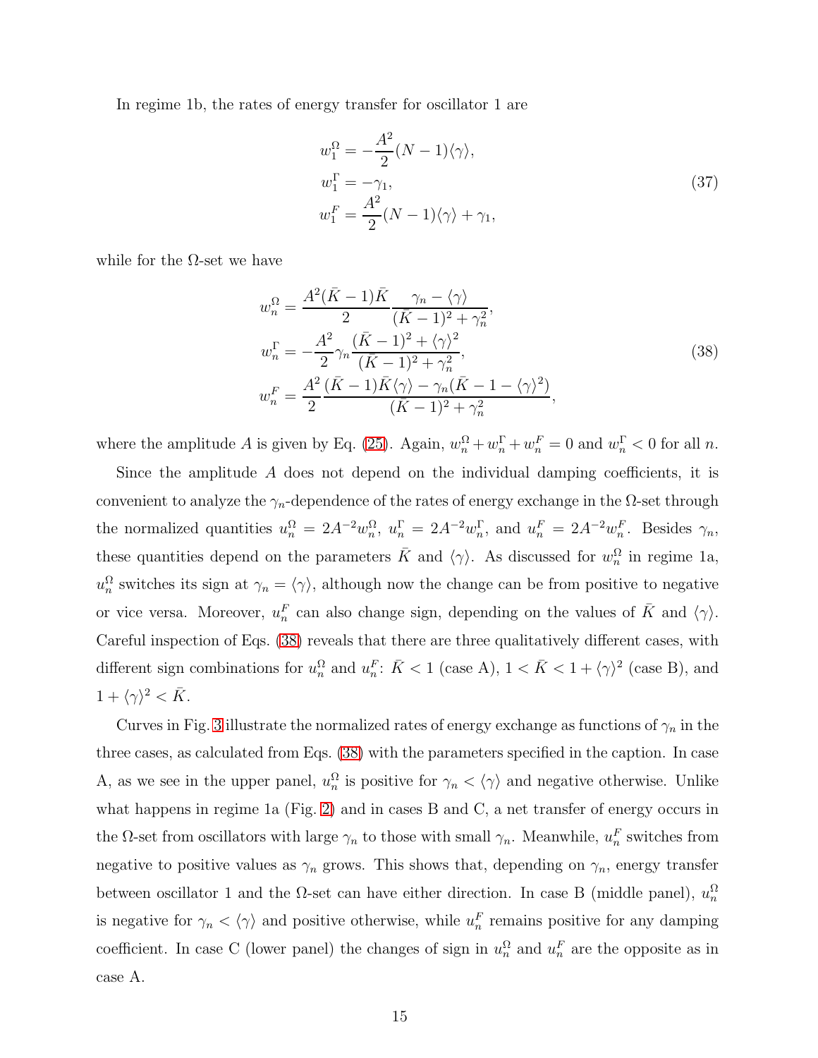In regime 1b, the rates of energy transfer for oscillator 1 are

$$
\begin{aligned}
w_1^\Omega &= -\frac{A^2}{2}(N-1)\langle\gamma\rangle, \\
w_1^\Gamma &= -\gamma_1, \\
w_1^F &= \frac{A^2}{2}(N-1)\langle\gamma\rangle + \gamma_1,
\end{aligned}
\tag{37}
$$

while for the $\Omega$-set we have

$$
\begin{aligned}
w_n^\Omega &= \frac{A^2(\bar{K}-1)\bar{K}}{2}\frac{\gamma_n - \langle\gamma\rangle}{(\bar{K}-1)^2+\gamma_n^2}, \\
w_n^\Gamma &= -\frac{A^2}{2}\gamma_n\frac{(\bar{K}-1)^2+\langle\gamma\rangle^2}{(\bar{K}-1)^2+\gamma_n^2}, \\
w_n^F &= \frac{A^2}{2}\frac{(\bar{K}-1)\bar{K}\langle\gamma\rangle - \gamma_n(\bar{K}-1-\langle\gamma\rangle^2)}{(\bar{K}-1)^2+\gamma_n^2},
\end{aligned}
\tag{38}
$$

where the amplitude $A$ is given by Eq. (25). Again, $w_n^\Omega + w_n^\Gamma + w_n^F = 0$ and $w_n^\Gamma < 0$ for all $n$.

Since the amplitude $A$ does not depend on the individual damping coefficients, it is convenient to analyze the $\gamma_n$-dependence of the rates of energy exchange in the $\Omega$-set through the normalized quantities $u_n^\Omega = 2A^{-2}w_n^\Omega$, $u_n^\Gamma = 2A^{-2}w_n^\Gamma$, and $u_n^F = 2A^{-2}w_n^F$. Besides $\gamma_n$, these quantities depend on the parameters $\bar{K}$ and $\langle\gamma\rangle$. As discussed for $w_n^\Omega$ in regime 1a, $u_n^\Omega$ switches its sign at $\gamma_n = \langle\gamma\rangle$, although now the change can be from positive to negative or vice versa. Moreover, $u_n^F$ can also change sign, depending on the values of $\bar{K}$ and $\langle\gamma\rangle$. Careful inspection of Eqs. (38) reveals that there are three qualitatively different cases, with different sign combinations for $u_n^\Omega$ and $u_n^F$: $\bar{K} < 1$ (case A), $1 < \bar{K} < 1 + \langle\gamma\rangle^2$ (case B), and $1 + \langle\gamma\rangle^2 < \bar{K}$.

Curves in Fig. 3 illustrate the normalized rates of energy exchange as functions of $\gamma_n$ in the three cases, as calculated from Eqs. (38) with the parameters specified in the caption. In case A, as we see in the upper panel, $u_n^\Omega$ is positive for $\gamma_n < \langle\gamma\rangle$ and negative otherwise. Unlike what happens in regime 1a (Fig. 2) and in cases B and C, a net transfer of energy occurs in the $\Omega$-set from oscillators with large $\gamma_n$ to those with small $\gamma_n$. Meanwhile, $u_n^F$ switches from negative to positive values as $\gamma_n$ grows. This shows that, depending on $\gamma_n$, energy transfer between oscillator 1 and the $\Omega$-set can have either direction. In case B (middle panel), $u_n^\Omega$ is negative for $\gamma_n < \langle\gamma\rangle$ and positive otherwise, while $u_n^F$ remains positive for any damping coefficient. In case C (lower panel) the changes of sign in $u_n^\Omega$ and $u_n^F$ are the opposite as in case A.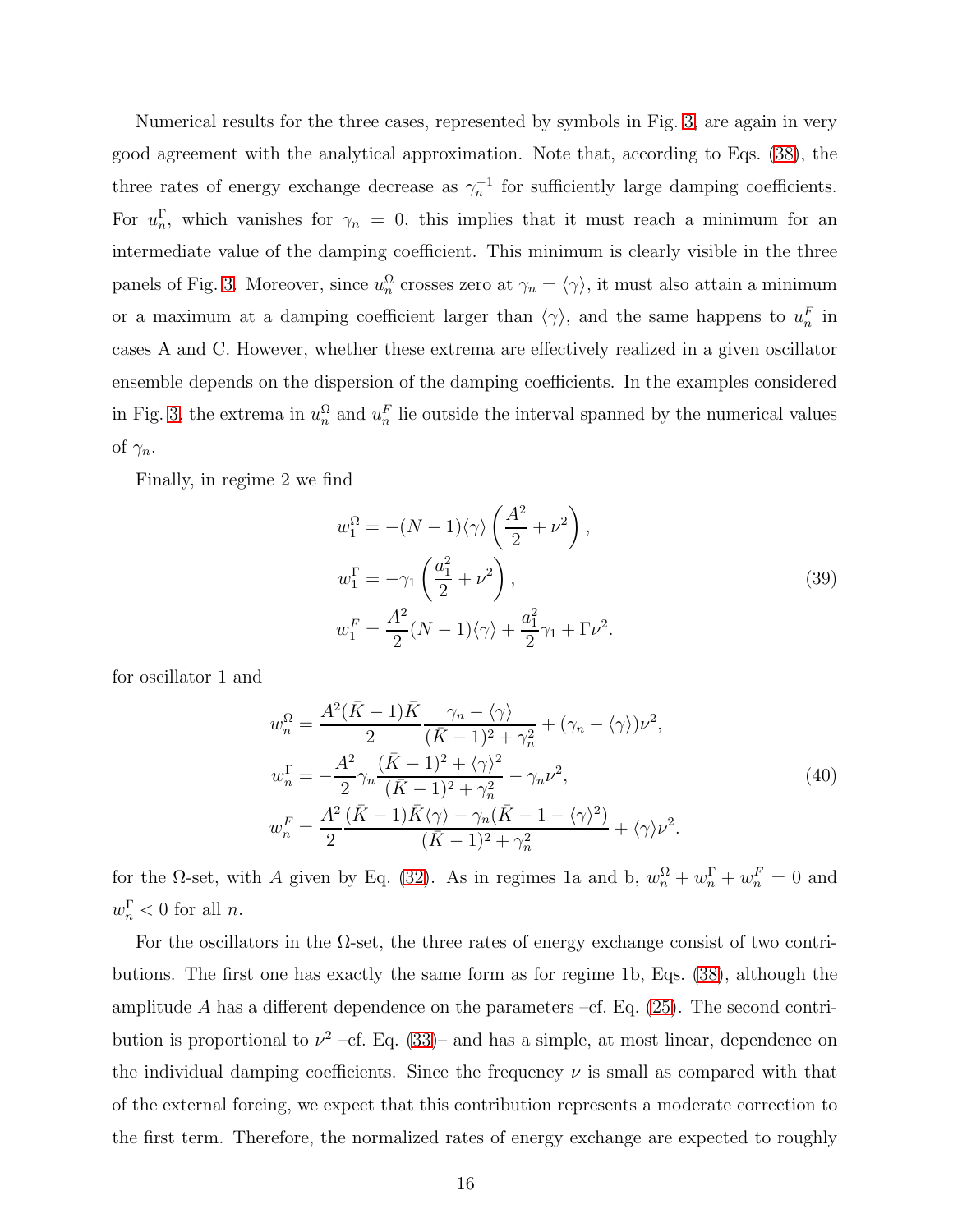Numerical results for the three cases, represented by symbols in Fig. 3, are again in very good agreement with the analytical approximation. Note that, according to Eqs. (38), the three rates of energy exchange decrease as $\gamma_n^{-1}$ for sufficiently large damping coefficients. For $u_n^\Gamma$, which vanishes for $\gamma_n = 0$, this implies that it must reach a minimum for an intermediate value of the damping coefficient. This minimum is clearly visible in the three panels of Fig. 3. Moreover, since $u_n^\Omega$ crosses zero at $\gamma_n = \langle\gamma\rangle$, it must also attain a minimum or a maximum at a damping coefficient larger than $\langle\gamma\rangle$, and the same happens to $u_n^F$ in cases A and C. However, whether these extrema are effectively realized in a given oscillator ensemble depends on the dispersion of the damping coefficients. In the examples considered in Fig. 3, the extrema in $u_n^\Omega$ and $u_n^F$ lie outside the interval spanned by the numerical values of $\gamma_n$.

Finally, in regime 2 we find

$$
\begin{aligned}
w_1^\Omega &= -(N-1)\langle\gamma\rangle\left(\frac{A^2}{2}+\nu^2\right),\\
w_1^\Gamma &= -\gamma_1\left(\frac{a_1^2}{2}+\nu^2\right),\\
w_1^F &= \frac{A^2}{2}(N-1)\langle\gamma\rangle+\frac{a_1^2}{2}\gamma_1+\Gamma\nu^2.
\end{aligned}
\tag{39}
$$

for oscillator 1 and

$$
\begin{aligned}
w_n^\Omega &= \frac{A^2(\bar{K}-1)\bar{K}}{2}\frac{\gamma_n-\langle\gamma\rangle}{(\bar{K}-1)^2+\gamma_n^2}+(\gamma_n-\langle\gamma\rangle)\nu^2,\\
w_n^\Gamma &= -\frac{A^2}{2}\gamma_n\frac{(\bar{K}-1)^2+\langle\gamma\rangle^2}{(\bar{K}-1)^2+\gamma_n^2}-\gamma_n\nu^2,\\
w_n^F &= \frac{A^2}{2}\frac{(\bar{K}-1)\bar{K}\langle\gamma\rangle-\gamma_n(\bar{K}-1-\langle\gamma\rangle^2)}{(\bar{K}-1)^2+\gamma_n^2}+\langle\gamma\rangle\nu^2.
\end{aligned}
\tag{40}
$$

for the $\Omega$-set, with $A$ given by Eq. (32). As in regimes 1a and b, $w_n^\Omega+w_n^\Gamma+w_n^F=0$ and $w_n^\Gamma<0$ for all $n$.

For the oscillators in the $\Omega$-set, the three rates of energy exchange consist of two contributions. The first one has exactly the same form as for regime 1b, Eqs. (38), although the amplitude $A$ has a different dependence on the parameters –cf. Eq. (25). The second contribution is proportional to $\nu^2$ –cf. Eq. (33)– and has a simple, at most linear, dependence on the individual damping coefficients. Since the frequency $\nu$ is small as compared with that of the external forcing, we expect that this contribution represents a moderate correction to the first term. Therefore, the normalized rates of energy exchange are expected to roughly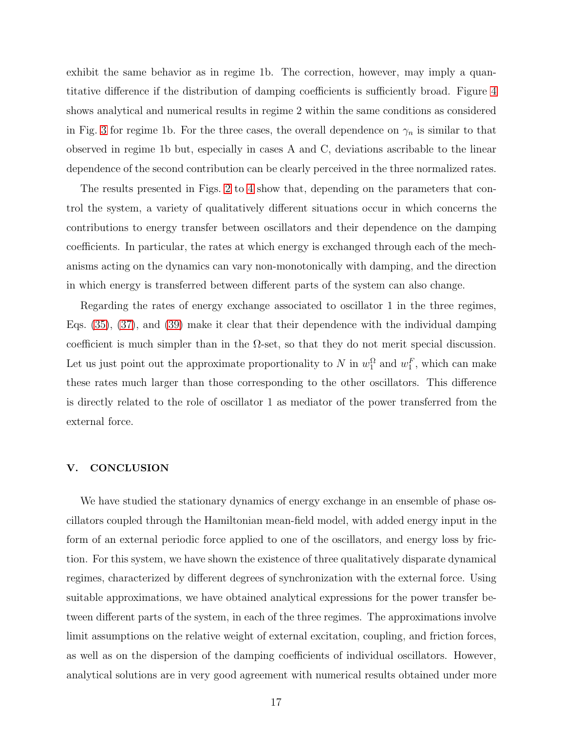exhibit the same behavior as in regime 1b. The correction, however, may imply a quantitative difference if the distribution of damping coefficients is sufficiently broad. Figure 4 shows analytical and numerical results in regime 2 within the same conditions as considered in Fig. 3 for regime 1b. For the three cases, the overall dependence on $\gamma_n$ is similar to that observed in regime 1b but, especially in cases A and C, deviations ascribable to the linear dependence of the second contribution can be clearly perceived in the three normalized rates.

The results presented in Figs. 2 to 4 show that, depending on the parameters that control the system, a variety of qualitatively different situations occur in which concerns the contributions to energy transfer between oscillators and their dependence on the damping coefficients. In particular, the rates at which energy is exchanged through each of the mechanisms acting on the dynamics can vary non-monotonically with damping, and the direction in which energy is transferred between different parts of the system can also change.

Regarding the rates of energy exchange associated to oscillator 1 in the three regimes, Eqs. (35), (37), and (39) make it clear that their dependence with the individual damping coefficient is much simpler than in the $\Omega$-set, so that they do not merit special discussion. Let us just point out the approximate proportionality to $N$ in $w_1^\Omega$ and $w_1^F$, which can make these rates much larger than those corresponding to the other oscillators. This difference is directly related to the role of oscillator 1 as mediator of the power transferred from the external force.

## V. CONCLUSION

We have studied the stationary dynamics of energy exchange in an ensemble of phase oscillators coupled through the Hamiltonian mean-field model, with added energy input in the form of an external periodic force applied to one of the oscillators, and energy loss by friction. For this system, we have shown the existence of three qualitatively disparate dynamical regimes, characterized by different degrees of synchronization with the external force. Using suitable approximations, we have obtained analytical expressions for the power transfer between different parts of the system, in each of the three regimes. The approximations involve limit assumptions on the relative weight of external excitation, coupling, and friction forces, as well as on the dispersion of the damping coefficients of individual oscillators. However, analytical solutions are in very good agreement with numerical results obtained under more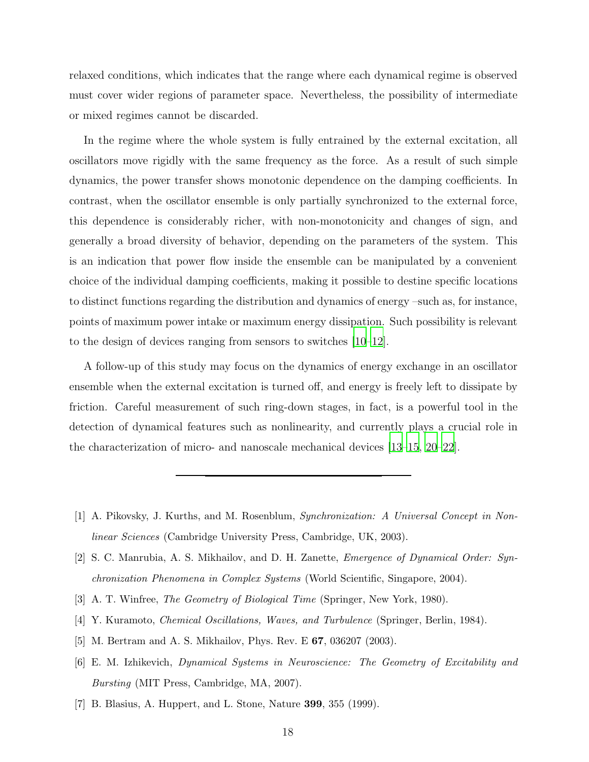relaxed conditions, which indicates that the range where each dynamical regime is observed must cover wider regions of parameter space. Nevertheless, the possibility of intermediate or mixed regimes cannot be discarded.

In the regime where the whole system is fully entrained by the external excitation, all oscillators move rigidly with the same frequency as the force. As a result of such simple dynamics, the power transfer shows monotonic dependence on the damping coefficients. In contrast, when the oscillator ensemble is only partially synchronized to the external force, this dependence is considerably richer, with non-monotonicity and changes of sign, and generally a broad diversity of behavior, depending on the parameters of the system. This is an indication that power flow inside the ensemble can be manipulated by a convenient choice of the individual damping coefficients, making it possible to destine specific locations to distinct functions regarding the distribution and dynamics of energy –such as, for instance, points of maximum power intake or maximum energy dissipation. Such possibility is relevant to the design of devices ranging from sensors to switches [10–12].

A follow-up of this study may focus on the dynamics of energy exchange in an oscillator ensemble when the external excitation is turned off, and energy is freely left to dissipate by friction. Careful measurement of such ring-down stages, in fact, is a powerful tool in the detection of dynamical features such as nonlinearity, and currently plays a crucial role in the characterization of micro- and nanoscale mechanical devices [13–15, 20–22].

---

[1] A. Pikovsky, J. Kurths, and M. Rosenblum, *Synchronization: A Universal Concept in Nonlinear Sciences* (Cambridge University Press, Cambridge, UK, 2003).

[2] S. C. Manrubia, A. S. Mikhailov, and D. H. Zanette, *Emergence of Dynamical Order: Synchronization Phenomena in Complex Systems* (World Scientific, Singapore, 2004).

[3] A. T. Winfree, *The Geometry of Biological Time* (Springer, New York, 1980).

[4] Y. Kuramoto, *Chemical Oscillations, Waves, and Turbulence* (Springer, Berlin, 1984).

[5] M. Bertram and A. S. Mikhailov, Phys. Rev. E **67**, 036207 (2003).

[6] E. M. Izhikevich, *Dynamical Systems in Neuroscience: The Geometry of Excitability and Bursting* (MIT Press, Cambridge, MA, 2007).

[7] B. Blasius, A. Huppert, and L. Stone, Nature **399**, 355 (1999).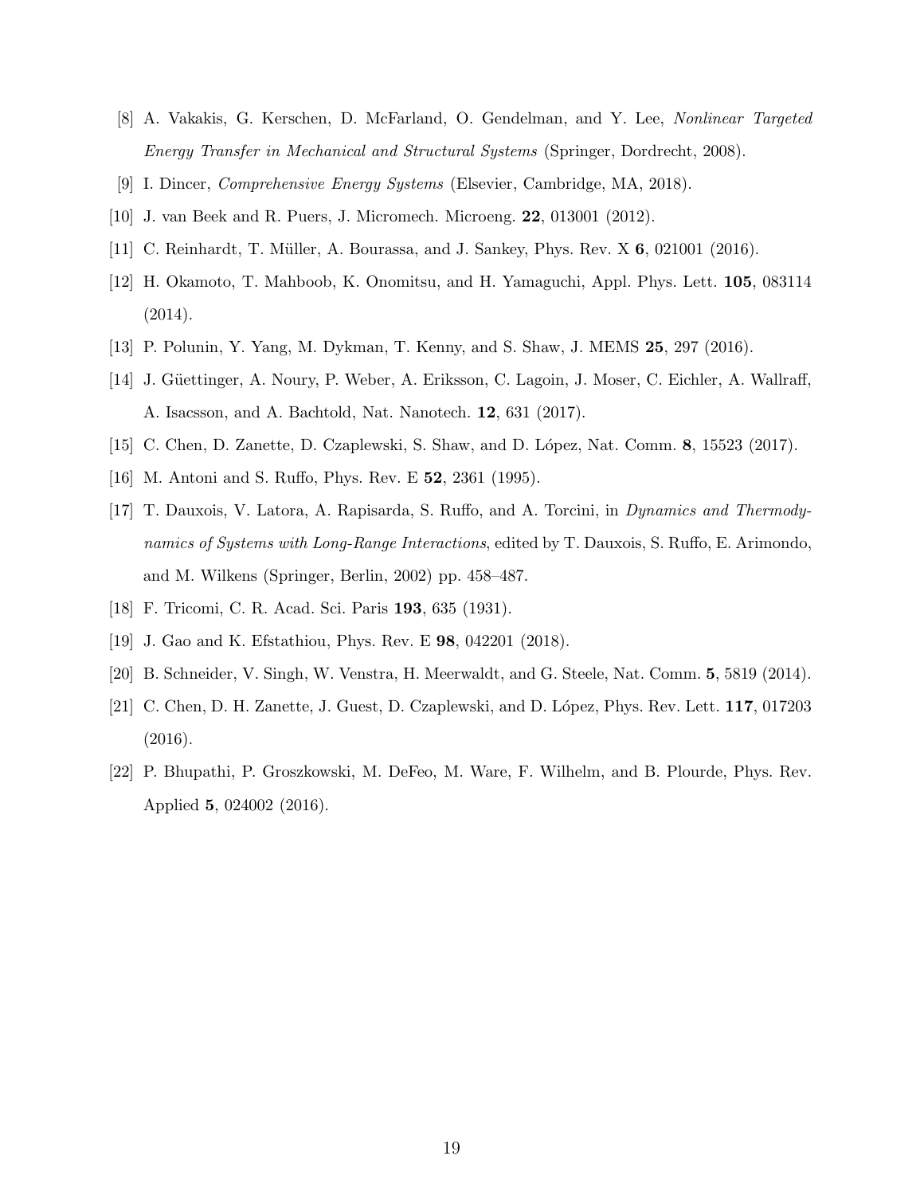[8] A. Vakakis, G. Kerschen, D. McFarland, O. Gendelman, and Y. Lee, *Nonlinear Targeted Energy Transfer in Mechanical and Structural Systems* (Springer, Dordrecht, 2008).

[9] I. Dincer, *Comprehensive Energy Systems* (Elsevier, Cambridge, MA, 2018).

[10] J. van Beek and R. Puers, J. Micromech. Microeng. **22**, 013001 (2012).

[11] C. Reinhardt, T. Müller, A. Bourassa, and J. Sankey, Phys. Rev. X **6**, 021001 (2016).

[12] H. Okamoto, T. Mahboob, K. Onomitsu, and H. Yamaguchi, Appl. Phys. Lett. **105**, 083114 (2014).

[13] P. Polunin, Y. Yang, M. Dykman, T. Kenny, and S. Shaw, J. MEMS **25**, 297 (2016).

[14] J. Güettinger, A. Noury, P. Weber, A. Eriksson, C. Lagoin, J. Moser, C. Eichler, A. Wallraff, A. Isacsson, and A. Bachtold, Nat. Nanotech. **12**, 631 (2017).

[15] C. Chen, D. Zanette, D. Czaplewski, S. Shaw, and D. López, Nat. Comm. **8**, 15523 (2017).

[16] M. Antoni and S. Ruffo, Phys. Rev. E **52**, 2361 (1995).

[17] T. Dauxois, V. Latora, A. Rapisarda, S. Ruffo, and A. Torcini, in *Dynamics and Thermodynamics of Systems with Long-Range Interactions*, edited by T. Dauxois, S. Ruffo, E. Arimondo, and M. Wilkens (Springer, Berlin, 2002) pp. 458–487.

[18] F. Tricomi, C. R. Acad. Sci. Paris **193**, 635 (1931).

[19] J. Gao and K. Efstathiou, Phys. Rev. E **98**, 042201 (2018).

[20] B. Schneider, V. Singh, W. Venstra, H. Meerwaldt, and G. Steele, Nat. Comm. **5**, 5819 (2014).

[21] C. Chen, D. H. Zanette, J. Guest, D. Czaplewski, and D. López, Phys. Rev. Lett. **117**, 017203 (2016).

[22] P. Bhupathi, P. Groszkowski, M. DeFeo, M. Ware, F. Wilhelm, and B. Plourde, Phys. Rev. Applied **5**, 024002 (2016).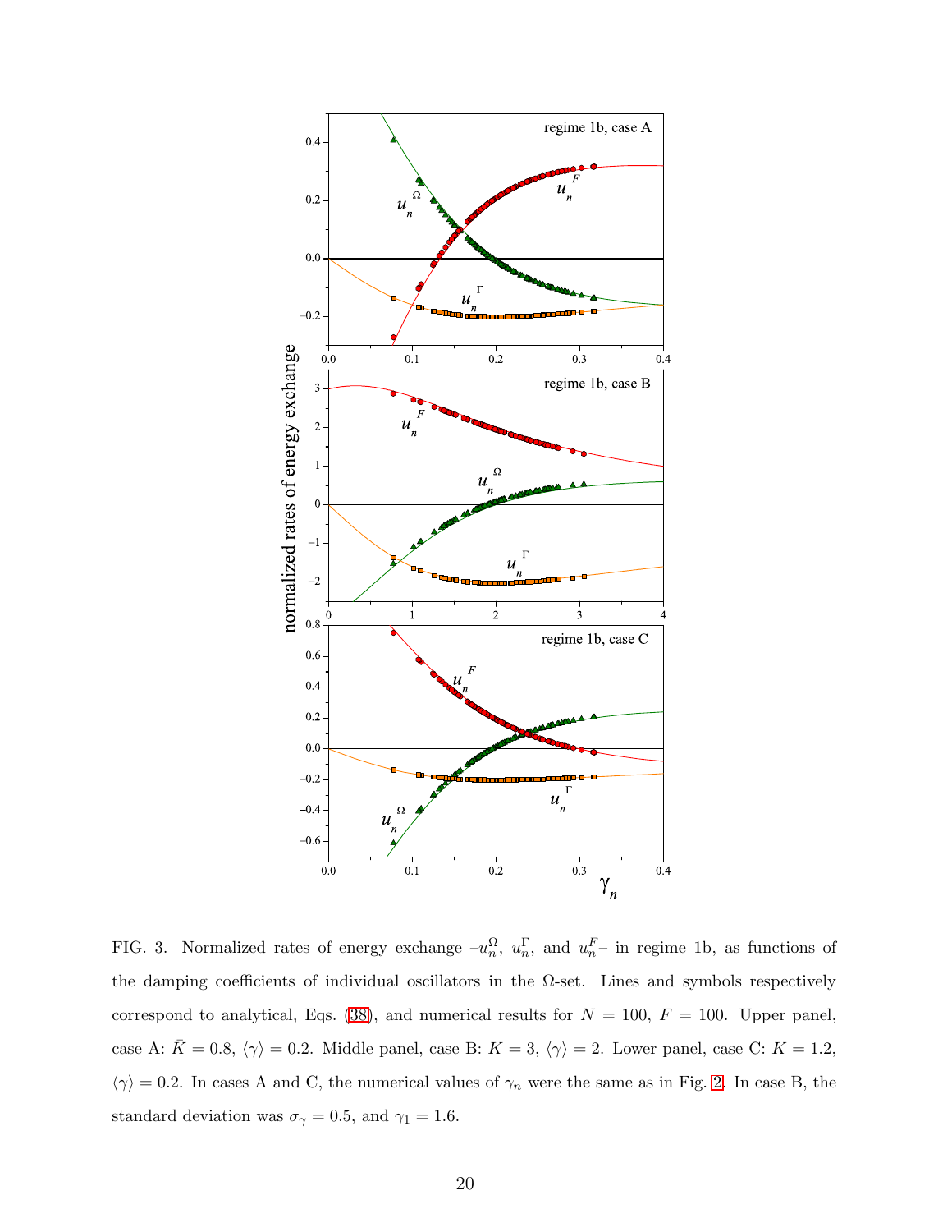FIG. 3. Normalized rates of energy exchange $-u_n^\Omega$, $u_n^\Gamma$, and $u_n^F-$ in regime 1b, as functions of the damping coefficients of individual oscillators in the Ω-set. Lines and symbols respectively correspond to analytical, Eqs. (38), and numerical results for $N = 100$, $F = 100$. Upper panel, case A: $\bar{K} = 0.8$, $\langle\gamma\rangle = 0.2$. Middle panel, case B: $K = 3$, $\langle\gamma\rangle = 2$. Lower panel, case C: $K = 1.2$, $\langle\gamma\rangle = 0.2$. In cases A and C, the numerical values of $\gamma_n$ were the same as in Fig. 2. In case B, the standard deviation was $\sigma_\gamma = 0.5$, and $\gamma_1 = 1.6$.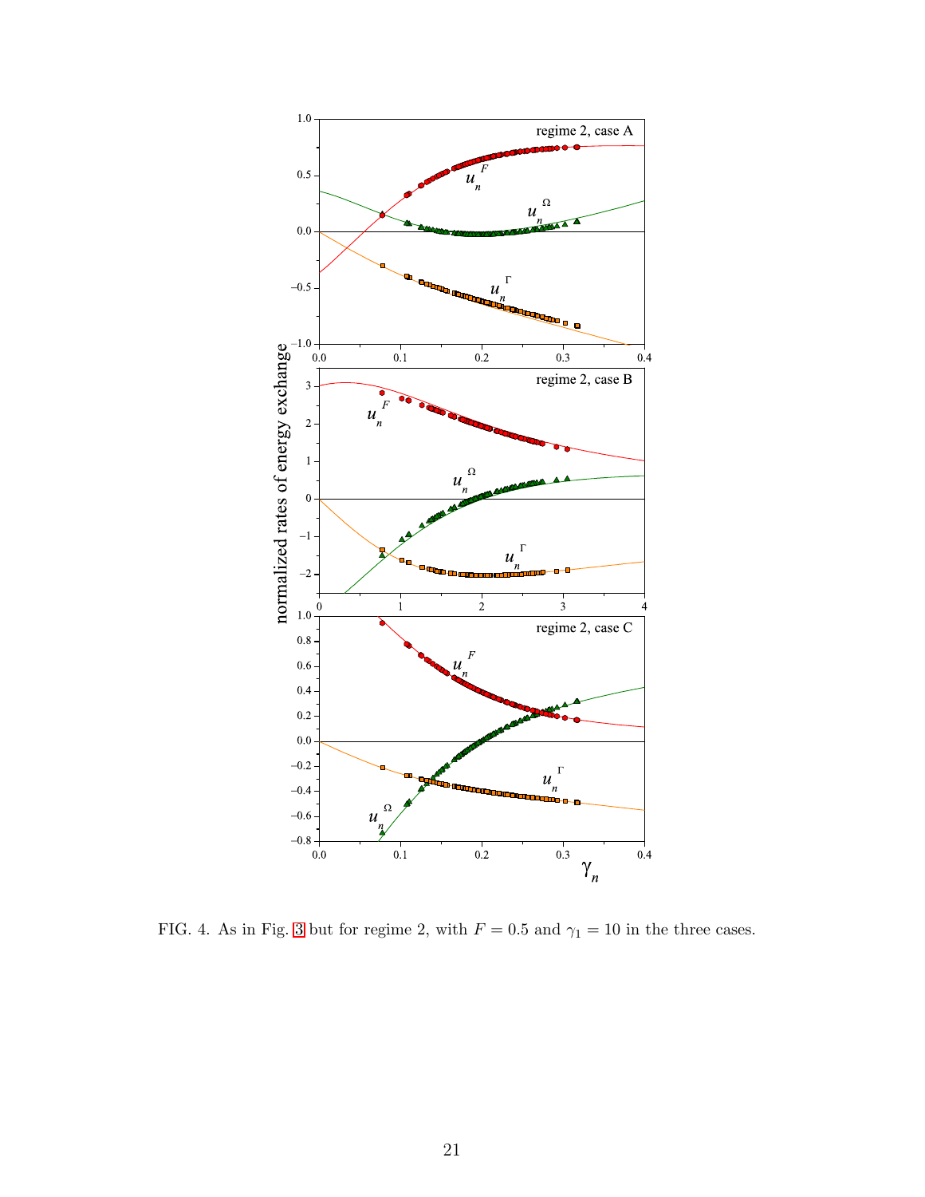regime 2, case A

$u_n^F$

$u_n^\Omega$

$u_n^\Gamma$

1.0
0.5
0.0
−0.5
−1.0

0.0 0.1 0.2 0.3 0.4

regime 2, case B

$u_n^F$

$u_n^\Omega$

$u_n^\Gamma$

3
2
1
0
−1
−2

0 1 2 3 4

regime 2, case C

$u_n^F$

$u_n^\Omega$

$u_n^\Gamma$

1.0
0.8
0.6
0.4
0.2
0.0
-0.2
-0.4
-0.6
-0.8

0.0 0.1 0.2 0.3 0.4

normalized rates of energy exchange

$\gamma_n$

FIG. 4. As in Fig. 3 but for regime 2, with $F = 0.5$ and $\gamma_1 = 10$ in the three cases.